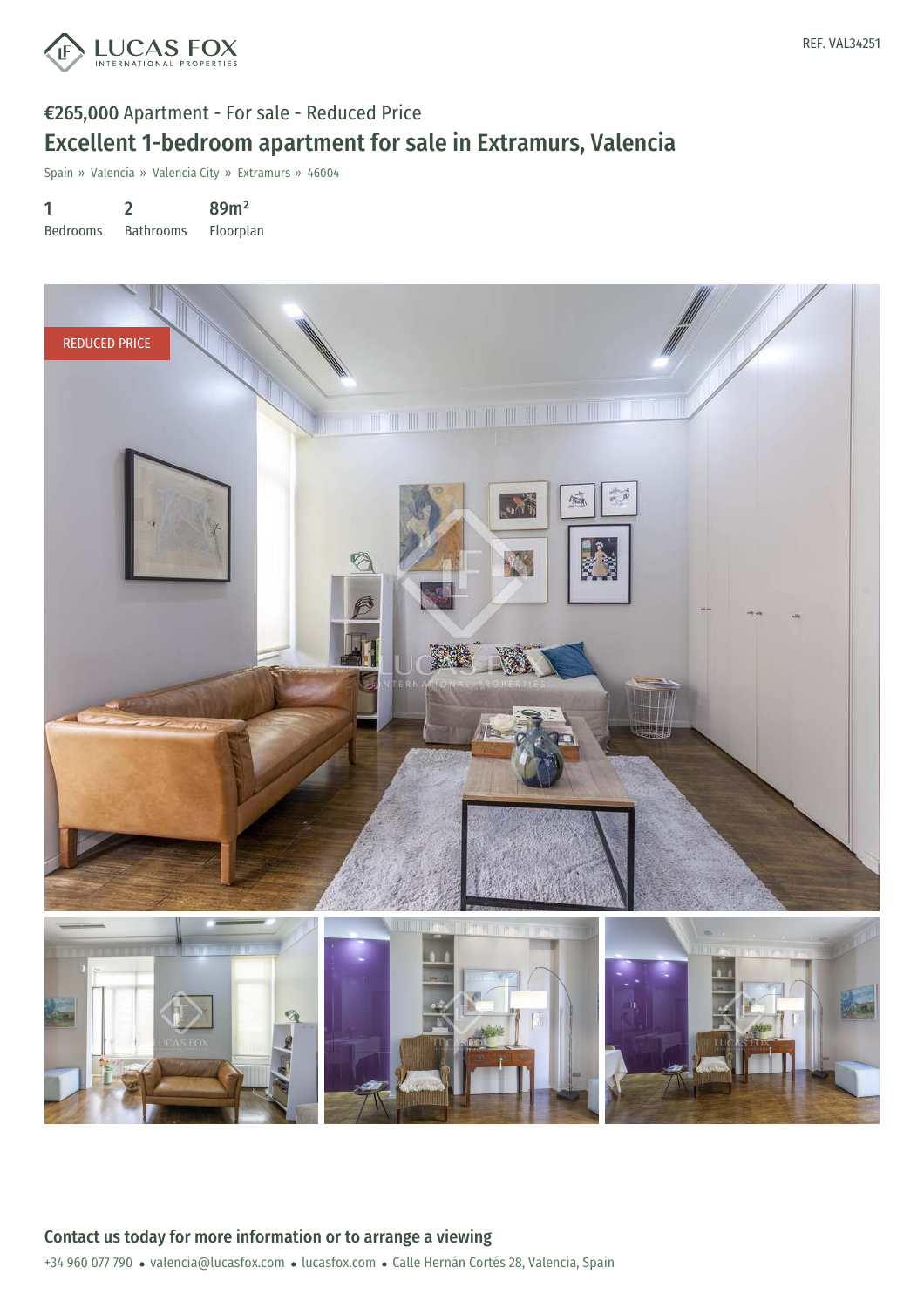LUCAS FOX
INTERNATIONAL PROPERTIES

REF. VAL34251

€265,000 Apartment - For sale - Reduced Price

# Excellent 1-bedroom apartment for sale in Extramurs, Valencia

Spain » Valencia » Valencia City » Extramurs » 46004

| 1 | 2 | 89m² |
|---|---|---|
| Bedrooms | Bathrooms | Floorplan |

REDUCED PRICE

## Contact us today for more information or to arrange a viewing

+34 960 077 790 • valencia@lucasfox.com • lucasfox.com • Calle Hernán Cortés 28, Valencia, Spain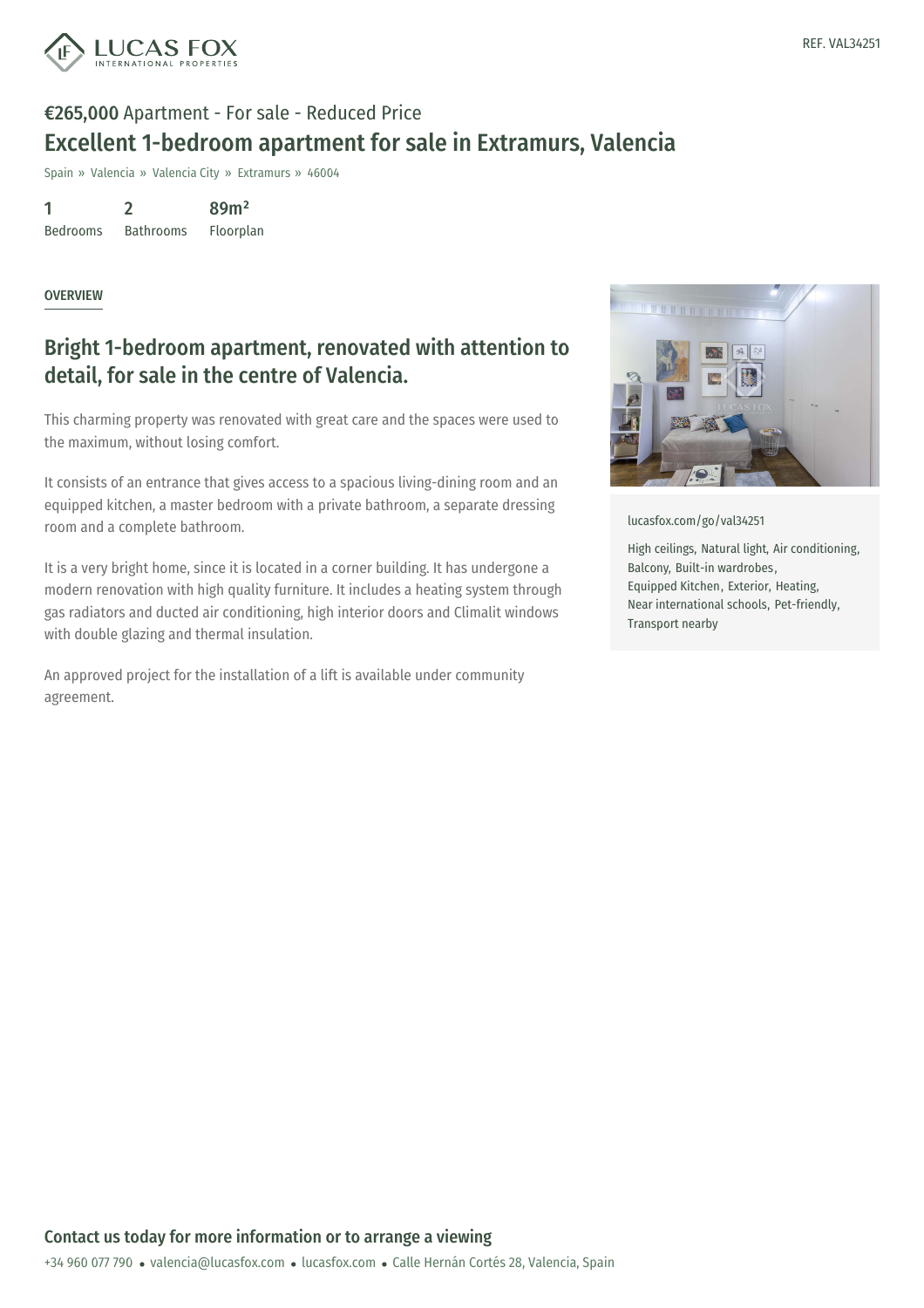REF. VAL34251

**€265,000** Apartment - For sale - Reduced Price

# Excellent 1-bedroom apartment for sale in Extramurs, Valencia

Spain » Valencia » Valencia City » Extramurs » 46004

| 1 | 2 | 89m² |
| --- | --- | --- |
| Bedrooms | Bathrooms | Floorplan |

OVERVIEW

## Bright 1-bedroom apartment, renovated with attention to detail, for sale in the centre of Valencia.

This charming property was renovated with great care and the spaces were used to the maximum, without losing comfort.

It consists of an entrance that gives access to a spacious living-dining room and an equipped kitchen, a master bedroom with a private bathroom, a separate dressing room and a complete bathroom.

It is a very bright home, since it is located in a corner building. It has undergone a modern renovation with high quality furniture. It includes a heating system through gas radiators and ducted air conditioning, high interior doors and Climalit windows with double glazing and thermal insulation.

An approved project for the installation of a lift is available under community agreement.

lucasfox.com/go/val34251

High ceilings, Natural light, Air conditioning, Balcony, Built-in wardrobes, Equipped Kitchen, Exterior, Heating, Near international schools, Pet-friendly, Transport nearby

**Contact us today for more information or to arrange a viewing**

+34 960 077 790 • valencia@lucasfox.com • lucasfox.com • Calle Hernán Cortés 28, Valencia, Spain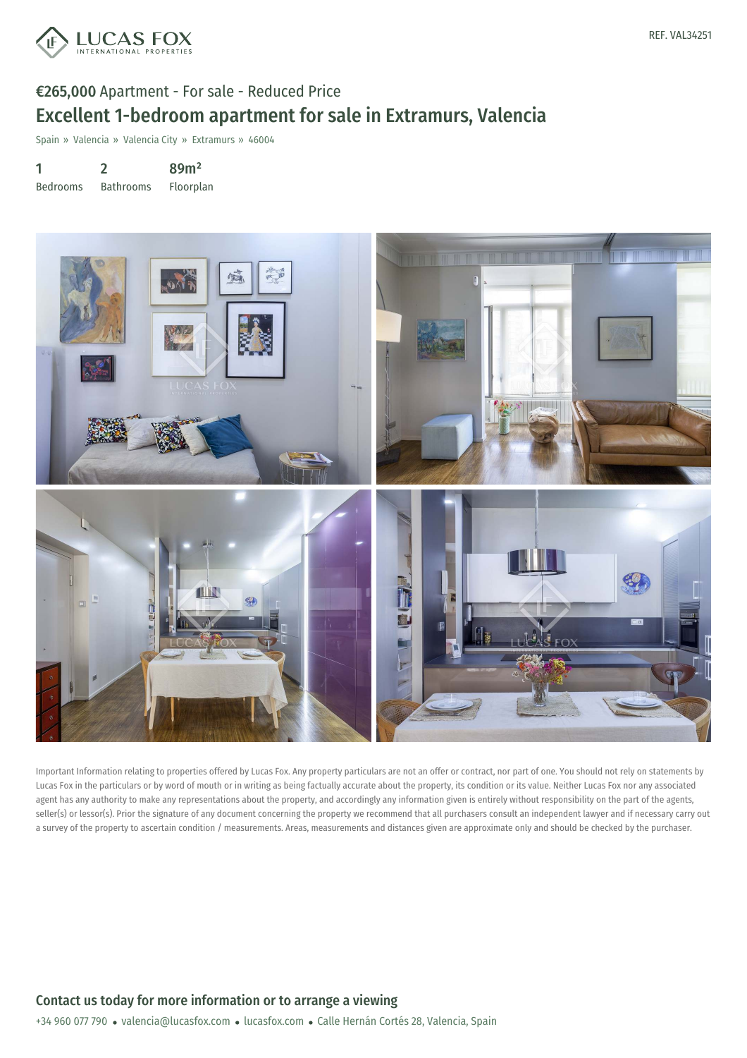REF. VAL34251

**€265,000** Apartment - For sale - Reduced Price

# Excellent 1-bedroom apartment for sale in Extramurs, Valencia

Spain » Valencia » Valencia City » Extramurs » 46004

| 1 | 2 | 89m² |
|---|---|---|
| Bedrooms | Bathrooms | Floorplan |

Important Information relating to properties offered by Lucas Fox. Any property particulars are not an offer or contract, nor part of one. You should not rely on statements by Lucas Fox in the particulars or by word of mouth or in writing as being factually accurate about the property, its condition or its value. Neither Lucas Fox nor any associated agent has any authority to make any representations about the property, and accordingly any information given is entirely without responsibility on the part of the agents, seller(s) or lessor(s). Prior the signature of any document concerning the property we recommend that all purchasers consult an independent lawyer and if necessary carry out a survey of the property to ascertain condition / measurements. Areas, measurements and distances given are approximate only and should be checked by the purchaser.

## Contact us today for more information or to arrange a viewing

+34 960 077 790 • valencia@lucasfox.com • lucasfox.com • Calle Hernán Cortés 28, Valencia, Spain